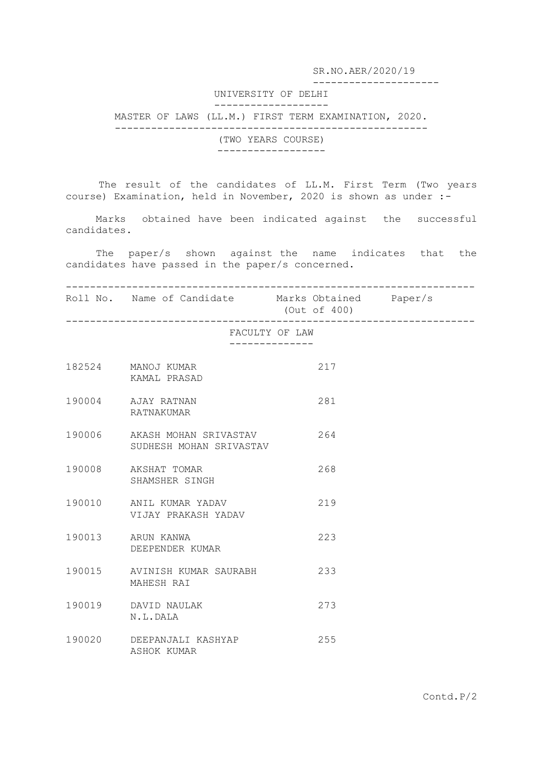SR.NO.AER/2020/19

# UNIVERSITY OF DELHI

## MASTER OF LAWS (LL.M.) FIRST TERM EXAMINATION, 2020.

### (TWO YEARS COURSE)

The result of the candidates of LL.M. First Term (Two years course) Examination, held in November, 2020 is shown as under :-

Marks obtained have been indicated against the successful candidates.

The paper/s shown against the name indicates that the candidates have passed in the paper/s concerned.

| Roll No. | Name of Candidate | Marks Obtained (Out of 400) | Paper/s |
|---|---|---|---|
| | **FACULTY OF LAW** | | |
| 182524 | MANOJ KUMAR<br>KAMAL PRASAD | 217 | |
| 190004 | AJAY RATNAN<br>RATNAKUMAR | 281 | |
| 190006 | AKASH MOHAN SRIVASTAV<br>SUDHESH MOHAN SRIVASTAV | 264 | |
| 190008 | AKSHAT TOMAR<br>SHAMSHER SINGH | 268 | |
| 190010 | ANIL KUMAR YADAV<br>VIJAY PRAKASH YADAV | 219 | |
| 190013 | ARUN KANWA<br>DEEPENDER KUMAR | 223 | |
| 190015 | AVINISH KUMAR SAURABH<br>MAHESH RAI | 233 | |
| 190019 | DAVID NAULAK<br>N.L.DALA | 273 | |
| 190020 | DEEPANJALI KASHYAP<br>ASHOK KUMAR | 255 | |

Contd.P/2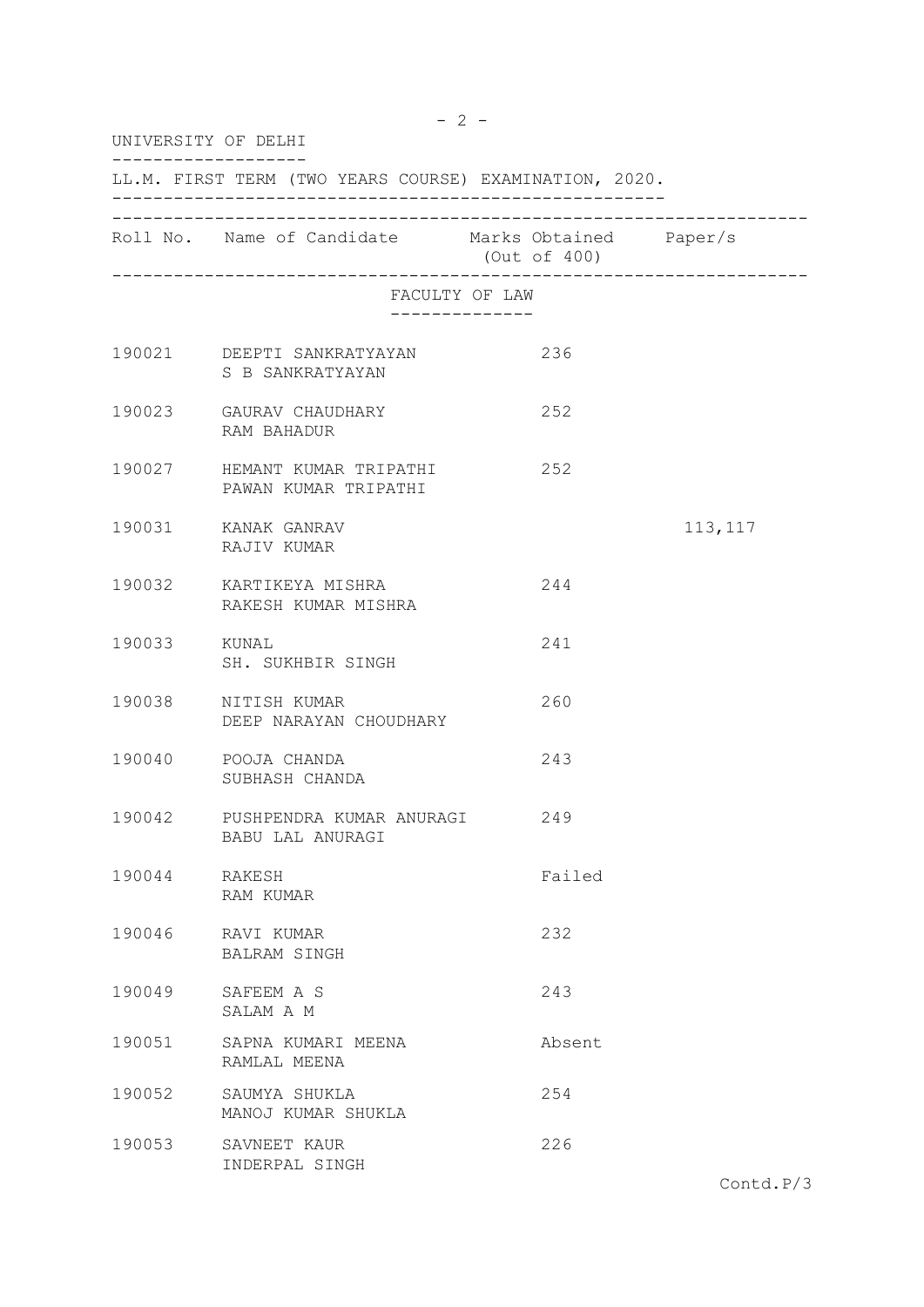UNIVERSITY OF DELHI

LL.M. FIRST TERM (TWO YEARS COURSE) EXAMINATION, 2020.

| Roll No. | Name of Candidate | Marks Obtained (Out of 400) | Paper/s |
|---|---|---|---|
| | **FACULTY OF LAW** | | |
| 190021 | DEEPTI SANKRATYAYAN<br>S B SANKRATYAYAN | 236 | |
| 190023 | GAURAV CHAUDHARY<br>RAM BAHADUR | 252 | |
| 190027 | HEMANT KUMAR TRIPATHI<br>PAWAN KUMAR TRIPATHI | 252 | |
| 190031 | KANAK GANRAV<br>RAJIV KUMAR | | 113,117 |
| 190032 | KARTIKEYA MISHRA<br>RAKESH KUMAR MISHRA | 244 | |
| 190033 | KUNAL<br>SH. SUKHBIR SINGH | 241 | |
| 190038 | NITISH KUMAR<br>DEEP NARAYAN CHOUDHARY | 260 | |
| 190040 | POOJA CHANDA<br>SUBHASH CHANDA | 243 | |
| 190042 | PUSHPENDRA KUMAR ANURAGI<br>BABU LAL ANURAGI | 249 | |
| 190044 | RAKESH<br>RAM KUMAR | Failed | |
| 190046 | RAVI KUMAR<br>BALRAM SINGH | 232 | |
| 190049 | SAFEEM A S<br>SALAM A M | 243 | |
| 190051 | SAPNA KUMARI MEENA<br>RAMLAL MEENA | Absent | |
| 190052 | SAUMYA SHUKLA<br>MANOJ KUMAR SHUKLA | 254 | |
| 190053 | SAVNEET KAUR<br>INDERPAL SINGH | 226 | |

Contd.P/3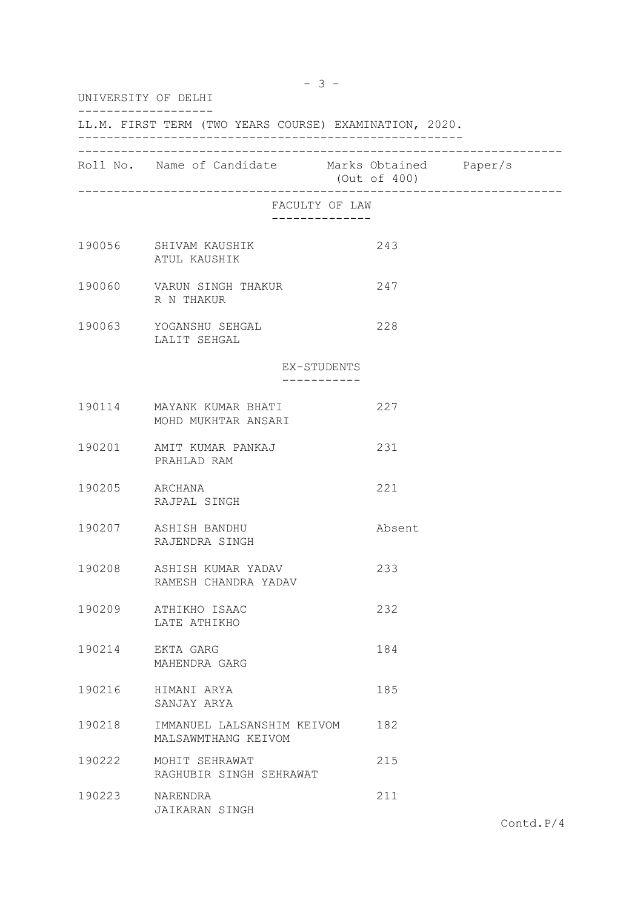UNIVERSITY OF DELHI

LL.M. FIRST TERM (TWO YEARS COURSE) EXAMINATION, 2020.

| Roll No. | Name of Candidate | Marks Obtained (Out of 400) | Paper/s |
|---|---|---|---|
| | **FACULTY OF LAW** | | |
| 190056 | SHIVAM KAUSHIK<br>ATUL KAUSHIK | 243 | |
| 190060 | VARUN SINGH THAKUR<br>R N THAKUR | 247 | |
| 190063 | YOGANSHU SEHGAL<br>LALIT SEHGAL | 228 | |
| | **EX-STUDENTS** | | |
| 190114 | MAYANK KUMAR BHATI<br>MOHD MUKHTAR ANSARI | 227 | |
| 190201 | AMIT KUMAR PANKAJ<br>PRAHLAD RAM | 231 | |
| 190205 | ARCHANA<br>RAJPAL SINGH | 221 | |
| 190207 | ASHISH BANDHU<br>RAJENDRA SINGH | Absent | |
| 190208 | ASHISH KUMAR YADAV<br>RAMESH CHANDRA YADAV | 233 | |
| 190209 | ATHIKHO ISAAC<br>LATE ATHIKHO | 232 | |
| 190214 | EKTA GARG<br>MAHENDRA GARG | 184 | |
| 190216 | HIMANI ARYA<br>SANJAY ARYA | 185 | |
| 190218 | IMMANUEL LALSANSHIM KEIVOM<br>MALSAWMTHANG KEIVOM | 182 | |
| 190222 | MOHIT SEHRAWAT<br>RAGHUBIR SINGH SEHRAWAT | 215 | |
| 190223 | NARENDRA<br>JAIKARAN SINGH | 211 | |

Contd.P/4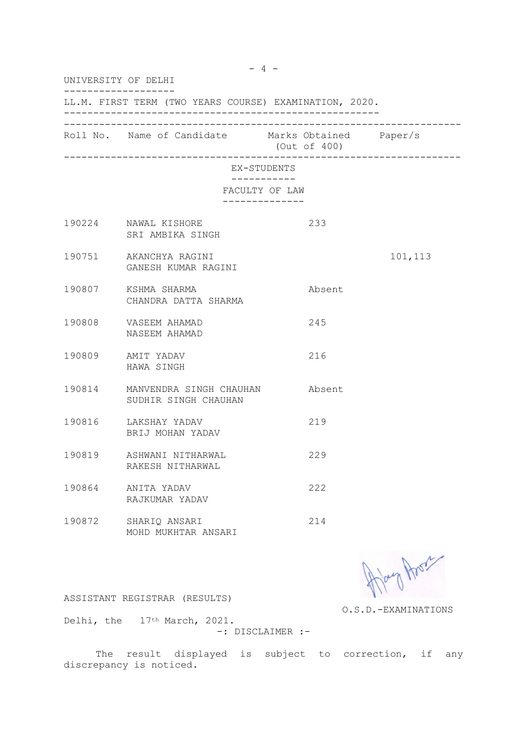UNIVERSITY OF DELHI

LL.M. FIRST TERM (TWO YEARS COURSE) EXAMINATION, 2020.

| Roll No. | Name of Candidate | Marks Obtained (Out of 400) | Paper/s |
|---|---|---|---|
| | **EX-STUDENTS** | | |
| | **FACULTY OF LAW** | | |
| 190224 | NAWAL KISHORE<br>SRI AMBIKA SINGH | 233 | |
| 190751 | AKANCHYA RAGINI<br>GANESH KUMAR RAGINI | | 101,113 |
| 190807 | KSHMA SHARMA<br>CHANDRA DATTA SHARMA | Absent | |
| 190808 | VASEEM AHAMAD<br>NASEEM AHAMAD | 245 | |
| 190809 | AMIT YADAV<br>HAWA SINGH | 216 | |
| 190814 | MANVENDRA SINGH CHAUHAN<br>SUDHIR SINGH CHAUHAN | Absent | |
| 190816 | LAKSHAY YADAV<br>BRIJ MOHAN YADAV | 219 | |
| 190819 | ASHWANI NITHARWAL<br>RAKESH NITHARWAL | 229 | |
| 190864 | ANITA YADAV<br>RAJKUMAR YADAV | 222 | |
| 190872 | SHARIQ ANSARI<br>MOHD MUKHTAR ANSARI | 214 | |

ASSISTANT REGISTRAR (RESULTS)

O.S.D.-EXAMINATIONS

Delhi, the 17th March, 2021.

-: DISCLAIMER :-

The result displayed is subject to correction, if any discrepancy is noticed.